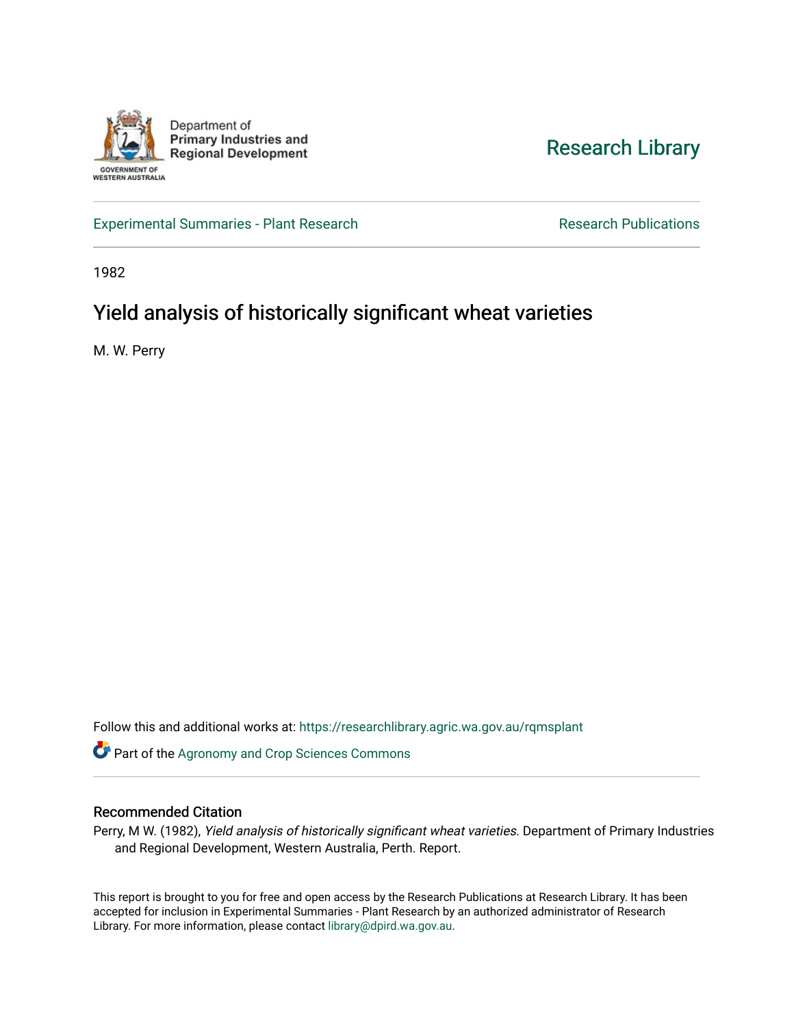Department of Primary Industries and Regional Development

GOVERNMENT OF WESTERN AUSTRALIA

Research Library

Experimental Summaries - Plant Research

Research Publications

1982

# Yield analysis of historically significant wheat varieties

M. W. Perry

Follow this and additional works at: https://researchlibrary.agric.wa.gov.au/rqmsplant

Part of the Agronomy and Crop Sciences Commons

## Recommended Citation

Perry, M W. (1982), *Yield analysis of historically significant wheat varieties.* Department of Primary Industries and Regional Development, Western Australia, Perth. Report.

This report is brought to you for free and open access by the Research Publications at Research Library. It has been accepted for inclusion in Experimental Summaries - Plant Research by an authorized administrator of Research Library. For more information, please contact library@dpird.wa.gov.au.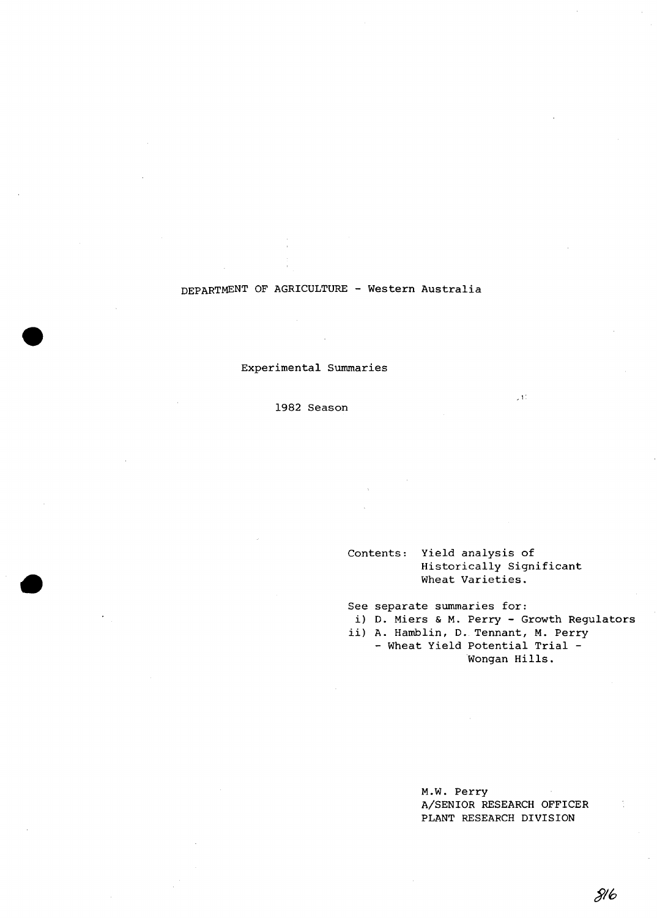DEPARTMENT OF AGRICULTURE - Western Australia

Experimental Summaries

1982 Season

Contents: Yield analysis of Historically Significant Wheat Varieties.

See separate summaries for:

i) D. Miers & M. Perry - Growth Regulators

ii) A. Hamblin, D. Tennant, M. Perry - Wheat Yield Potential Trial - Wongan Hills.

M.W. Perry
A/SENIOR RESEARCH OFFICER
PLANT RESEARCH DIVISION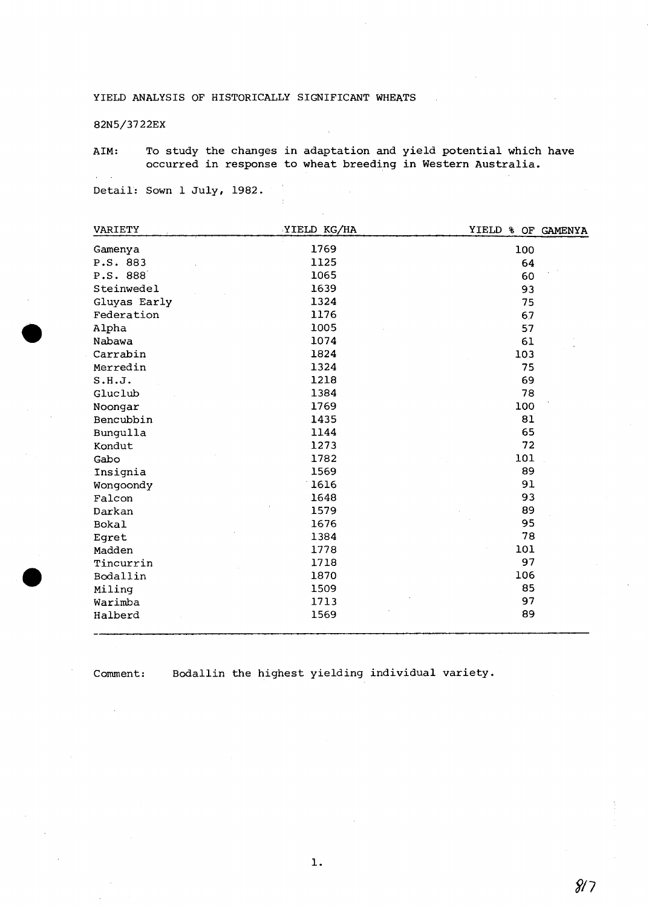YIELD ANALYSIS OF HISTORICALLY SIGNIFICANT WHEATS

82N5/3722EX

AIM: To study the changes in adaptation and yield potential which have occurred in response to wheat breeding in Western Australia.

Detail: Sown 1 July, 1982.

| VARIETY | YIELD KG/HA | YIELD % OF GAMENYA |
|---|---|---|
| Gamenya | 1769 | 100 |
| P.S. 883 | 1125 | 64 |
| P.S. 888 | 1065 | 60 |
| Steinwedel | 1639 | 93 |
| Gluyas Early | 1324 | 75 |
| Federation | 1176 | 67 |
| Alpha | 1005 | 57 |
| Nabawa | 1074 | 61 |
| Carrabin | 1824 | 103 |
| Merredin | 1324 | 75 |
| S.H.J. | 1218 | 69 |
| Gluclub | 1384 | 78 |
| Noongar | 1769 | 100 |
| Bencubbin | 1435 | 81 |
| Bungulla | 1144 | 65 |
| Kondut | 1273 | 72 |
| Gabo | 1782 | 101 |
| Insignia | 1569 | 89 |
| Wongoondy | 1616 | 91 |
| Falcon | 1648 | 93 |
| Darkan | 1579 | 89 |
| Bokal | 1676 | 95 |
| Egret | 1384 | 78 |
| Madden | 1778 | 101 |
| Tincurrin | 1718 | 97 |
| Bodallin | 1870 | 106 |
| Miling | 1509 | 85 |
| Warimba | 1713 | 97 |
| Halberd | 1569 | 89 |

Comment: Bodallin the highest yielding individual variety.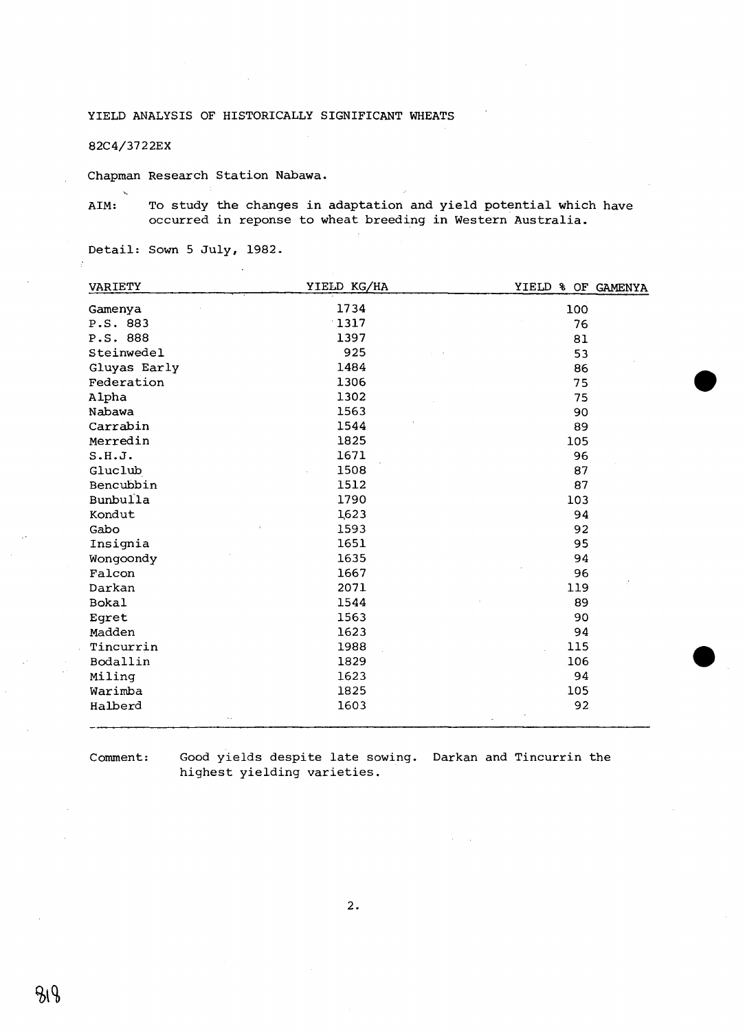YIELD ANALYSIS OF HISTORICALLY SIGNIFICANT WHEATS

82C4/3722EX

Chapman Research Station Nabawa.

AIM: To study the changes in adaptation and yield potential which have occurred in reponse to wheat breeding in Western Australia.

Detail: Sown 5 July, 1982.

| VARIETY | YIELD KG/HA | YIELD % OF GAMENYA |
|---|---|---|
| Gamenya | 1734 | 100 |
| P.S. 883 | 1317 | 76 |
| P.S. 888 | 1397 | 81 |
| Steinwedel | 925 | 53 |
| Gluyas Early | 1484 | 86 |
| Federation | 1306 | 75 |
| Alpha | 1302 | 75 |
| Nabawa | 1563 | 90 |
| Carrabin | 1544 | 89 |
| Merredin | 1825 | 105 |
| S.H.J. | 1671 | 96 |
| Gluclub | 1508 | 87 |
| Bencubbin | 1512 | 87 |
| Bunbulla | 1790 | 103 |
| Kondut | 1623 | 94 |
| Gabo | 1593 | 92 |
| Insignia | 1651 | 95 |
| Wongoondy | 1635 | 94 |
| Falcon | 1667 | 96 |
| Darkan | 2071 | 119 |
| Bokal | 1544 | 89 |
| Egret | 1563 | 90 |
| Madden | 1623 | 94 |
| Tincurrin | 1988 | 115 |
| Bodallin | 1829 | 106 |
| Miling | 1623 | 94 |
| Warimba | 1825 | 105 |
| Halberd | 1603 | 92 |

Comment: Good yields despite late sowing. Darkan and Tincurrin the highest yielding varieties.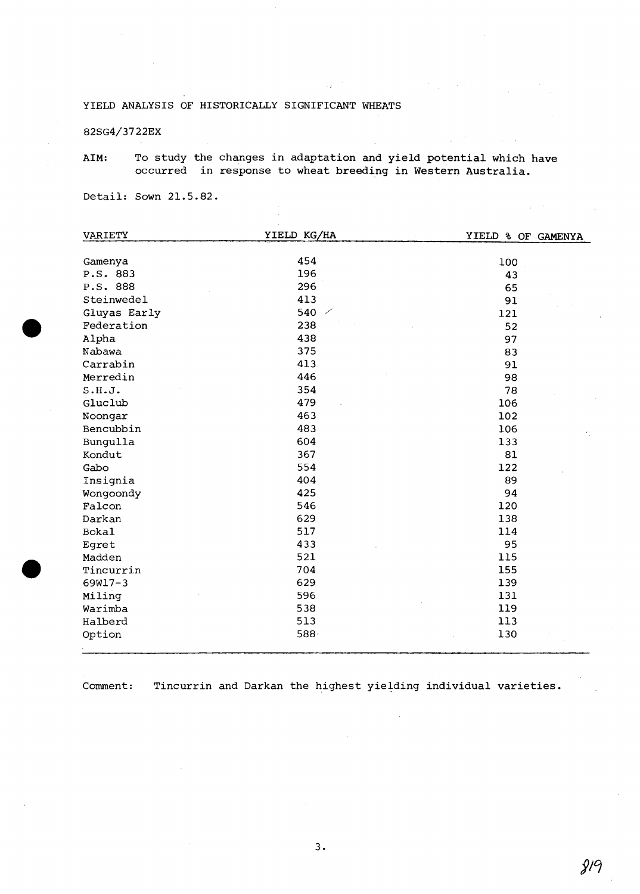YIELD ANALYSIS OF HISTORICALLY SIGNIFICANT WHEATS

82SG4/3722EX

AIM: To study the changes in adaptation and yield potential which have occurred in response to wheat breeding in Western Australia.

Detail: Sown 21.5.82.

| VARIETY | YIELD KG/HA | YIELD % OF GAMENYA |
|---|---|---|
| Gamenya | 454 | 100 |
| P.S. 883 | 196 | 43 |
| P.S. 888 | 296 | 65 |
| Steinwedel | 413 | 91 |
| Gluyas Early | 540 | 121 |
| Federation | 238 | 52 |
| Alpha | 438 | 97 |
| Nabawa | 375 | 83 |
| Carrabin | 413 | 91 |
| Merredin | 446 | 98 |
| S.H.J. | 354 | 78 |
| Gluclub | 479 | 106 |
| Noongar | 463 | 102 |
| Bencubbin | 483 | 106 |
| Bungulla | 604 | 133 |
| Kondut | 367 | 81 |
| Gabo | 554 | 122 |
| Insignia | 404 | 89 |
| Wongoondy | 425 | 94 |
| Falcon | 546 | 120 |
| Darkan | 629 | 138 |
| Bokal | 517 | 114 |
| Egret | 433 | 95 |
| Madden | 521 | 115 |
| Tincurrin | 704 | 155 |
| 69W17-3 | 629 | 139 |
| Miling | 596 | 131 |
| Warimba | 538 | 119 |
| Halberd | 513 | 113 |
| Option | 588 | 130 |

Comment: Tincurrin and Darkan the highest yielding individual varieties.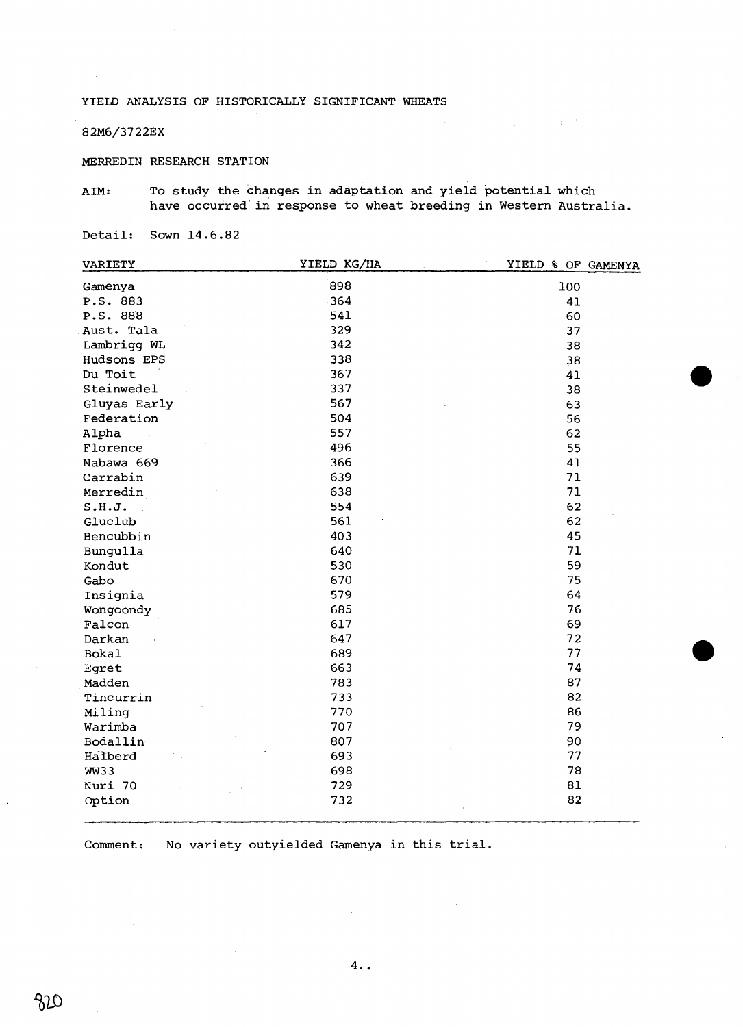YIELD ANALYSIS OF HISTORICALLY SIGNIFICANT WHEATS

82M6/3722EX

MERREDIN RESEARCH STATION

AIM: To study the changes in adaptation and yield potential which have occurred in response to wheat breeding in Western Australia.

Detail: Sown 14.6.82

| VARIETY | YIELD KG/HA | YIELD % OF GAMENYA |
|---|---|---|
| Gamenya | 898 | 100 |
| P.S. 883 | 364 | 41 |
| P.S. 888 | 541 | 60 |
| Aust. Tala | 329 | 37 |
| Lambrigg WL | 342 | 38 |
| Hudsons EPS | 338 | 38 |
| Du Toit | 367 | 41 |
| Steinwedel | 337 | 38 |
| Gluyas Early | 567 | 63 |
| Federation | 504 | 56 |
| Alpha | 557 | 62 |
| Florence | 496 | 55 |
| Nabawa 669 | 366 | 41 |
| Carrabin | 639 | 71 |
| Merredin | 638 | 71 |
| S.H.J. | 554 | 62 |
| Gluclub | 561 | 62 |
| Bencubbin | 403 | 45 |
| Bungulla | 640 | 71 |
| Kondut | 530 | 59 |
| Gabo | 670 | 75 |
| Insignia | 579 | 64 |
| Wongoondy | 685 | 76 |
| Falcon | 617 | 69 |
| Darkan | 647 | 72 |
| Bokal | 689 | 77 |
| Egret | 663 | 74 |
| Madden | 783 | 87 |
| Tincurrin | 733 | 82 |
| Miling | 770 | 86 |
| Warimba | 707 | 79 |
| Bodallin | 807 | 90 |
| Halberd | 693 | 77 |
| WW33 | 698 | 78 |
| Nuri 70 | 729 | 81 |
| Option | 732 | 82 |

Comment: No variety outyielded Gamenya in this trial.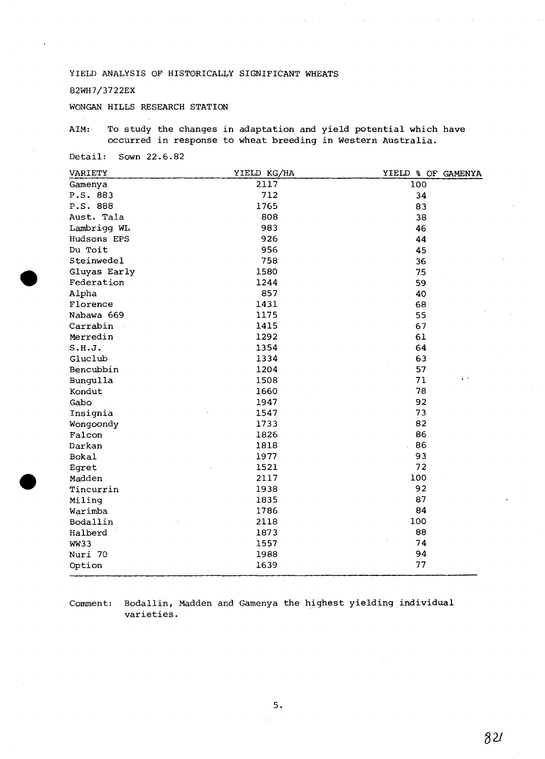YIELD ANALYSIS OF HISTORICALLY SIGNIFICANT WHEATS

82WH7/3722EX

WONGAN HILLS RESEARCH STATION

AIM: To study the changes in adaptation and yield potential which have occurred in response to wheat breeding in Western Australia.

Detail: Sown 22.6.82

| VARIETY | YIELD KG/HA | YIELD % OF GAMENYA |
|---|---|---|
| Gamenya | 2117 | 100 |
| P.S. 883 | 712 | 34 |
| P.S. 888 | 1765 | 83 |
| Aust. Tala | 808 | 38 |
| Lambrigg WL | 983 | 46 |
| Hudsons EPS | 926 | 44 |
| Du Toit | 956 | 45 |
| Steinwedel | 758 | 36 |
| Gluyas Early | 1580 | 75 |
| Federation | 1244 | 59 |
| Alpha | 857 | 40 |
| Florence | 1431 | 68 |
| Nabawa 669 | 1175 | 55 |
| Carrabin | 1415 | 67 |
| Merredin | 1292 | 61 |
| S.H.J. | 1354 | 64 |
| Gluclub | 1334 | 63 |
| Bencubbin | 1204 | 57 |
| Bungulla | 1508 | 71 |
| Kondut | 1660 | 78 |
| Gabo | 1947 | 92 |
| Insignia | 1547 | 73 |
| Wongoondy | 1733 | 82 |
| Falcon | 1826 | 86 |
| Darkan | 1818 | 86 |
| Bokal | 1977 | 93 |
| Egret | 1521 | 72 |
| Madden | 2117 | 100 |
| Tincurrin | 1938 | 92 |
| Miling | 1835 | 87 |
| Warimba | 1786 | 84 |
| Bodallin | 2118 | 100 |
| Halberd | 1873 | 88 |
| WW33 | 1557 | 74 |
| Nuri 70 | 1988 | 94 |
| Option | 1639 | 77 |

Comment: Bodallin, Madden and Gamenya the highest yielding individual varieties.